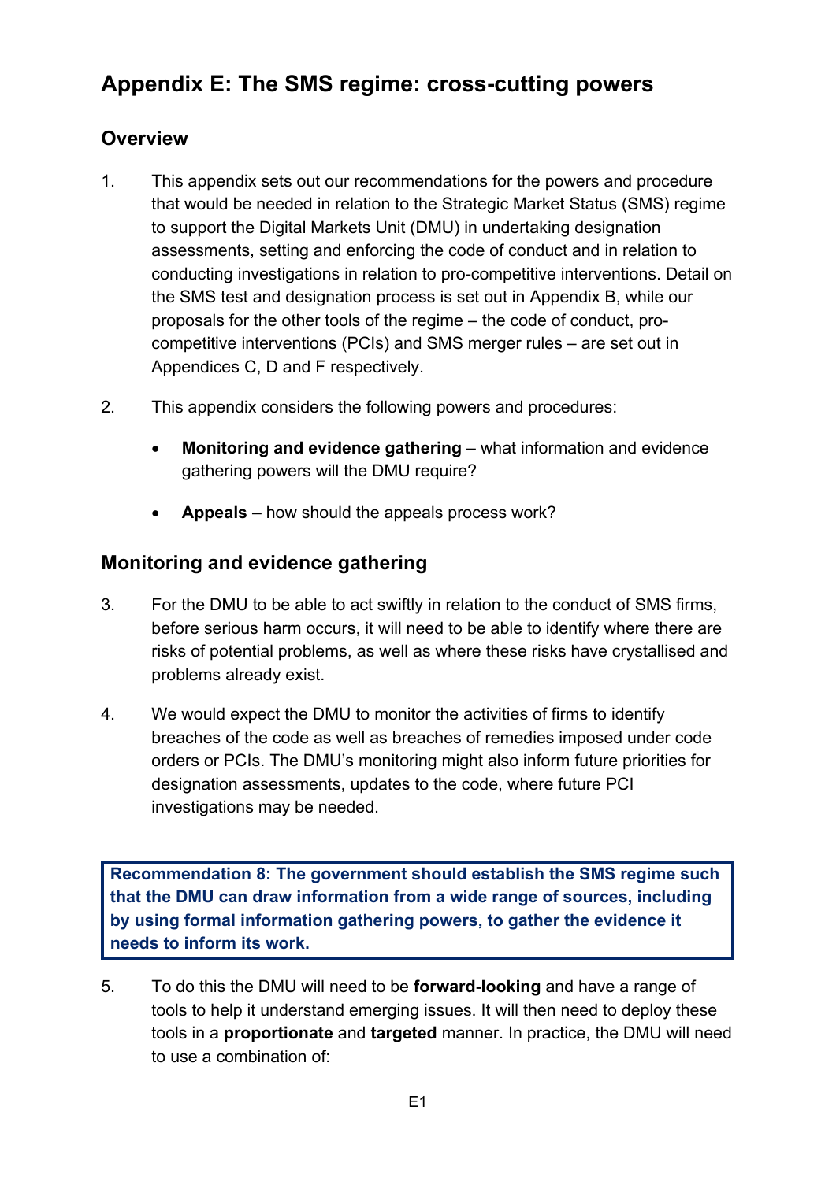# Appendix E: The SMS regime: cross-cutting powers

## Overview

1. This appendix sets out our recommendations for the powers and procedure that would be needed in relation to the Strategic Market Status (SMS) regime to support the Digital Markets Unit (DMU) in undertaking designation assessments, setting and enforcing the code of conduct and in relation to conducting investigations in relation to pro-competitive interventions. Detail on the SMS test and designation process is set out in Appendix B, while our proposals for the other tools of the regime – the code of conduct, pro-competitive interventions (PCIs) and SMS merger rules – are set out in Appendices C, D and F respectively.

2. This appendix considers the following powers and procedures:

   - **Monitoring and evidence gathering** – what information and evidence gathering powers will the DMU require?

   - **Appeals** – how should the appeals process work?

## Monitoring and evidence gathering

3. For the DMU to be able to act swiftly in relation to the conduct of SMS firms, before serious harm occurs, it will need to be able to identify where there are risks of potential problems, as well as where these risks have crystallised and problems already exist.

4. We would expect the DMU to monitor the activities of firms to identify breaches of the code as well as breaches of remedies imposed under code orders or PCIs. The DMU's monitoring might also inform future priorities for designation assessments, updates to the code, where future PCI investigations may be needed.

**Recommendation 8: The government should establish the SMS regime such that the DMU can draw information from a wide range of sources, including by using formal information gathering powers, to gather the evidence it needs to inform its work.**

5. To do this the DMU will need to be **forward-looking** and have a range of tools to help it understand emerging issues. It will then need to deploy these tools in a **proportionate** and **targeted** manner. In practice, the DMU will need to use a combination of: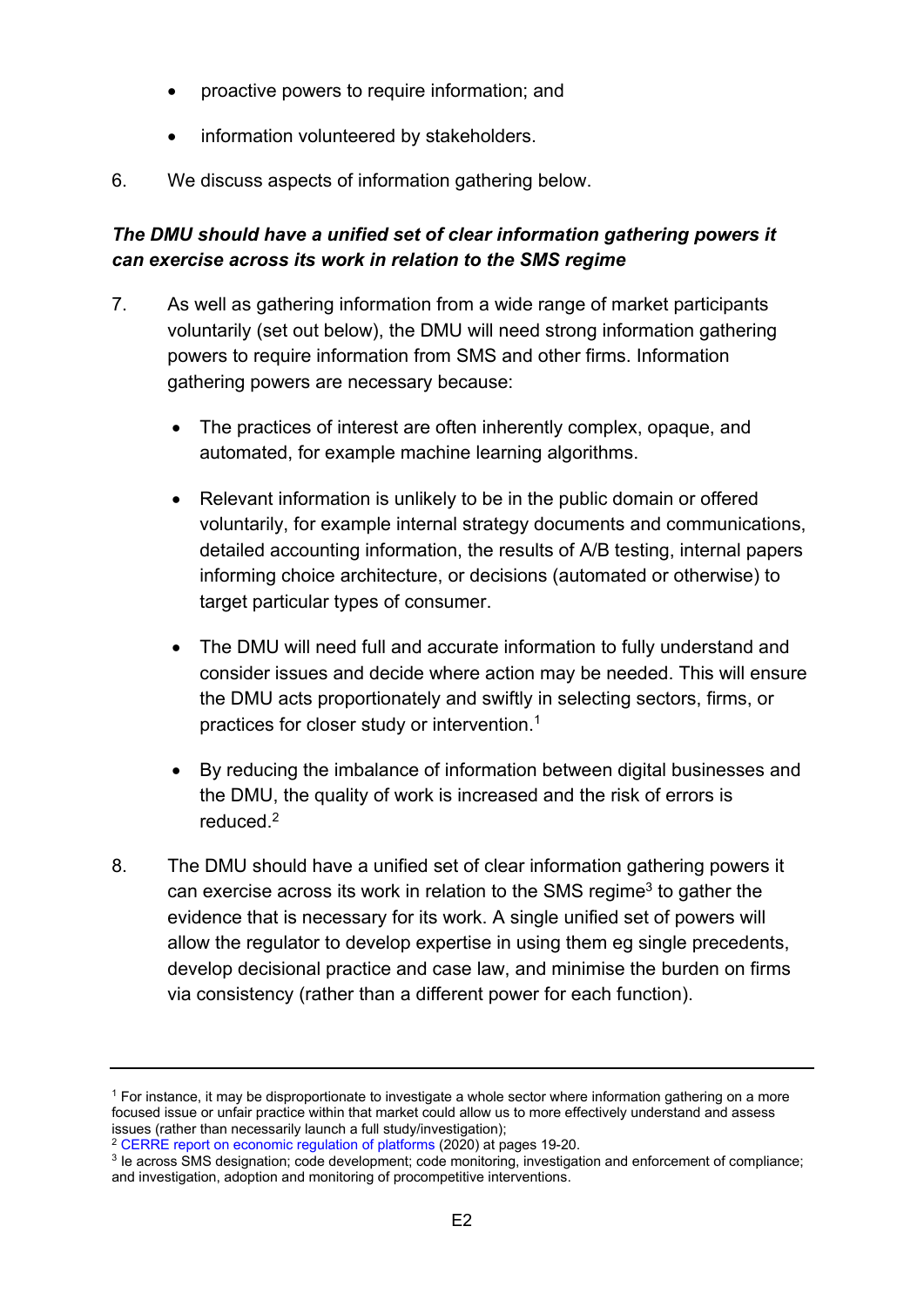- proactive powers to require information; and
- information volunteered by stakeholders.

6. We discuss aspects of information gathering below.

***The DMU should have a unified set of clear information gathering powers it can exercise across its work in relation to the SMS regime***

7. As well as gathering information from a wide range of market participants voluntarily (set out below), the DMU will need strong information gathering powers to require information from SMS and other firms. Information gathering powers are necessary because:

   - The practices of interest are often inherently complex, opaque, and automated, for example machine learning algorithms.
   - Relevant information is unlikely to be in the public domain or offered voluntarily, for example internal strategy documents and communications, detailed accounting information, the results of A/B testing, internal papers informing choice architecture, or decisions (automated or otherwise) to target particular types of consumer.
   - The DMU will need full and accurate information to fully understand and consider issues and decide where action may be needed. This will ensure the DMU acts proportionately and swiftly in selecting sectors, firms, or practices for closer study or intervention.[1]
   - By reducing the imbalance of information between digital businesses and the DMU, the quality of work is increased and the risk of errors is reduced.[2]

8. The DMU should have a unified set of clear information gathering powers it can exercise across its work in relation to the SMS regime[3] to gather the evidence that is necessary for its work. A single unified set of powers will allow the regulator to develop expertise in using them eg single precedents, develop decisional practice and case law, and minimise the burden on firms via consistency (rather than a different power for each function).

---

[1] For instance, it may be disproportionate to investigate a whole sector where information gathering on a more focused issue or unfair practice within that market could allow us to more effectively understand and assess issues (rather than necessarily launch a full study/investigation);

[2] CERRE report on economic regulation of platforms (2020) at pages 19-20.

[3] Ie across SMS designation; code development; code monitoring, investigation and enforcement of compliance; and investigation, adoption and monitoring of procompetitive interventions.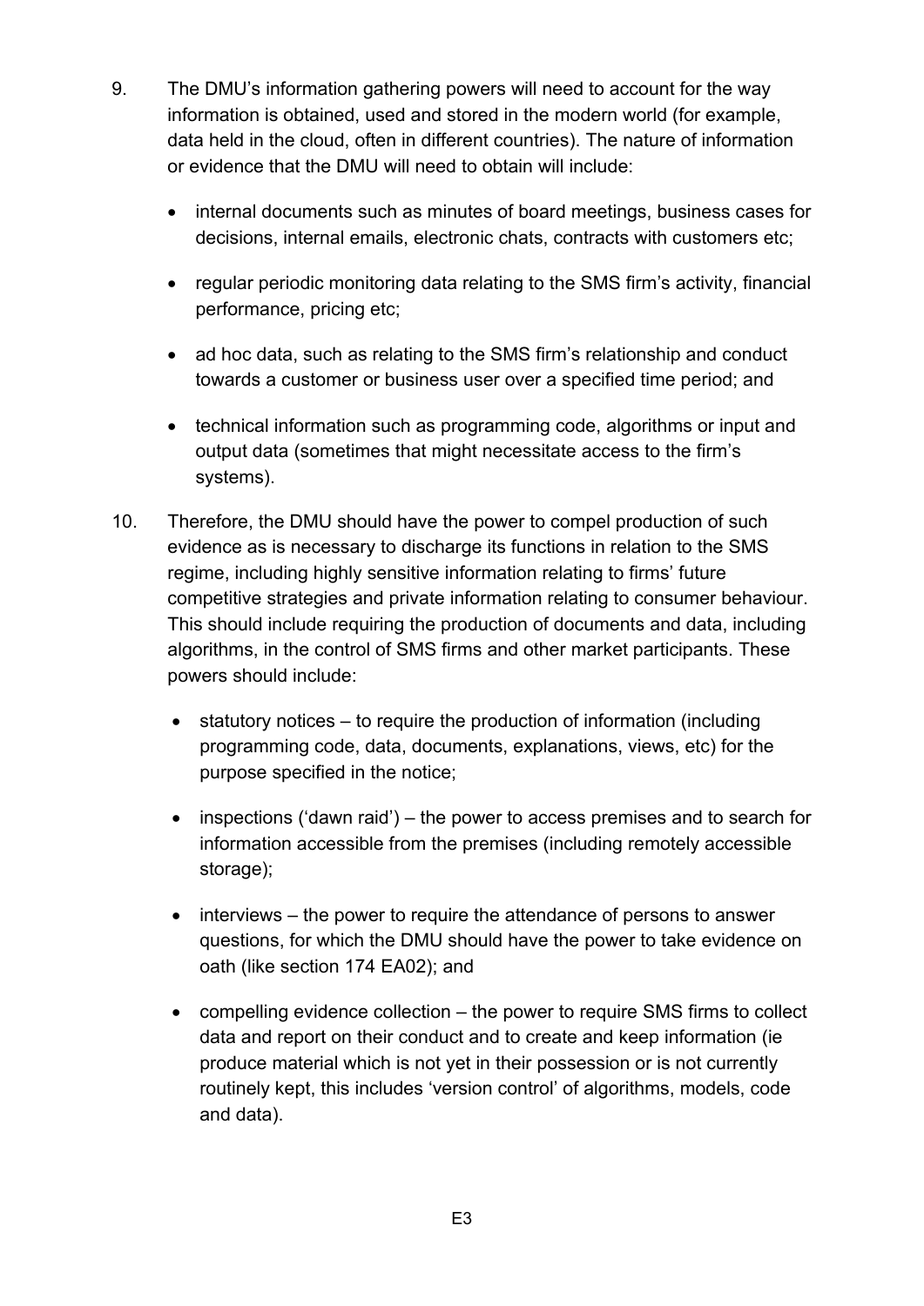9. The DMU's information gathering powers will need to account for the way information is obtained, used and stored in the modern world (for example, data held in the cloud, often in different countries). The nature of information or evidence that the DMU will need to obtain will include:

   - internal documents such as minutes of board meetings, business cases for decisions, internal emails, electronic chats, contracts with customers etc;
   - regular periodic monitoring data relating to the SMS firm's activity, financial performance, pricing etc;
   - ad hoc data, such as relating to the SMS firm's relationship and conduct towards a customer or business user over a specified time period; and
   - technical information such as programming code, algorithms or input and output data (sometimes that might necessitate access to the firm's systems).

10. Therefore, the DMU should have the power to compel production of such evidence as is necessary to discharge its functions in relation to the SMS regime, including highly sensitive information relating to firms' future competitive strategies and private information relating to consumer behaviour. This should include requiring the production of documents and data, including algorithms, in the control of SMS firms and other market participants. These powers should include:

    - statutory notices – to require the production of information (including programming code, data, documents, explanations, views, etc) for the purpose specified in the notice;
    - inspections ('dawn raid') – the power to access premises and to search for information accessible from the premises (including remotely accessible storage);
    - interviews – the power to require the attendance of persons to answer questions, for which the DMU should have the power to take evidence on oath (like section 174 EA02); and
    - compelling evidence collection – the power to require SMS firms to collect data and report on their conduct and to create and keep information (ie produce material which is not yet in their possession or is not currently routinely kept, this includes 'version control' of algorithms, models, code and data).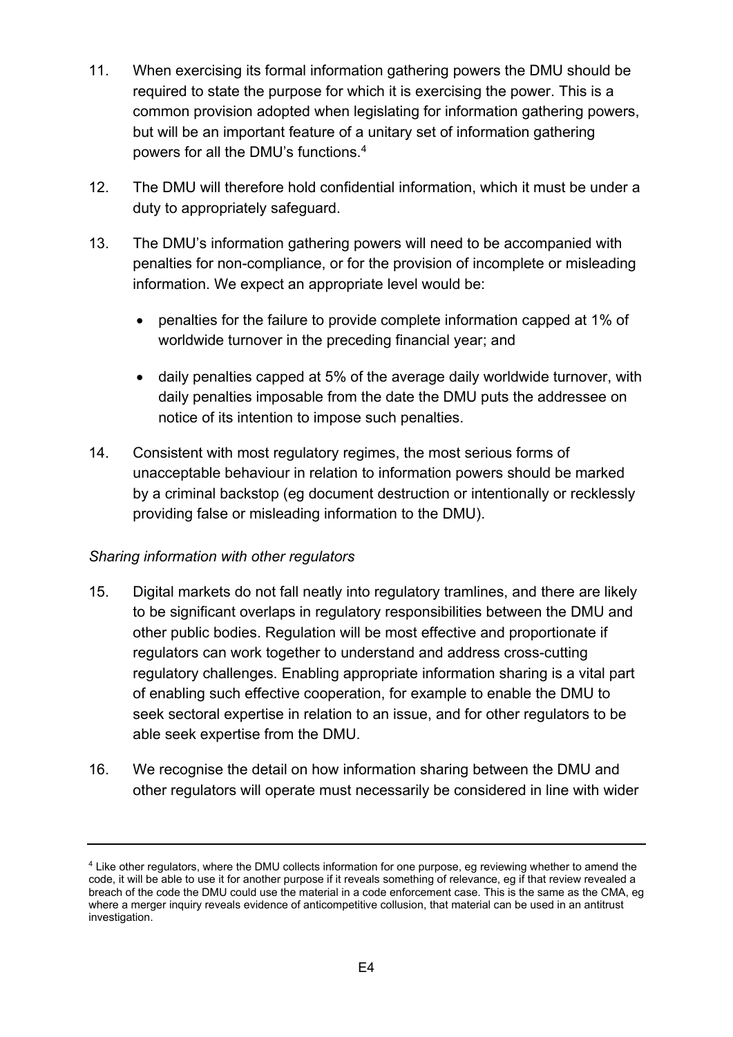11. When exercising its formal information gathering powers the DMU should be required to state the purpose for which it is exercising the power. This is a common provision adopted when legislating for information gathering powers, but will be an important feature of a unitary set of information gathering powers for all the DMU's functions.[4]

12. The DMU will therefore hold confidential information, which it must be under a duty to appropriately safeguard.

13. The DMU's information gathering powers will need to be accompanied with penalties for non-compliance, or for the provision of incomplete or misleading information. We expect an appropriate level would be:

    - penalties for the failure to provide complete information capped at 1% of worldwide turnover in the preceding financial year; and

    - daily penalties capped at 5% of the average daily worldwide turnover, with daily penalties imposable from the date the DMU puts the addressee on notice of its intention to impose such penalties.

14. Consistent with most regulatory regimes, the most serious forms of unacceptable behaviour in relation to information powers should be marked by a criminal backstop (eg document destruction or intentionally or recklessly providing false or misleading information to the DMU).

*Sharing information with other regulators*

15. Digital markets do not fall neatly into regulatory tramlines, and there are likely to be significant overlaps in regulatory responsibilities between the DMU and other public bodies. Regulation will be most effective and proportionate if regulators can work together to understand and address cross-cutting regulatory challenges. Enabling appropriate information sharing is a vital part of enabling such effective cooperation, for example to enable the DMU to seek sectoral expertise in relation to an issue, and for other regulators to be able seek expertise from the DMU.

16. We recognise the detail on how information sharing between the DMU and other regulators will operate must necessarily be considered in line with wider

---

[4] Like other regulators, where the DMU collects information for one purpose, eg reviewing whether to amend the code, it will be able to use it for another purpose if it reveals something of relevance, eg if that review revealed a breach of the code the DMU could use the material in a code enforcement case. This is the same as the CMA, eg where a merger inquiry reveals evidence of anticompetitive collusion, that material can be used in an antitrust investigation.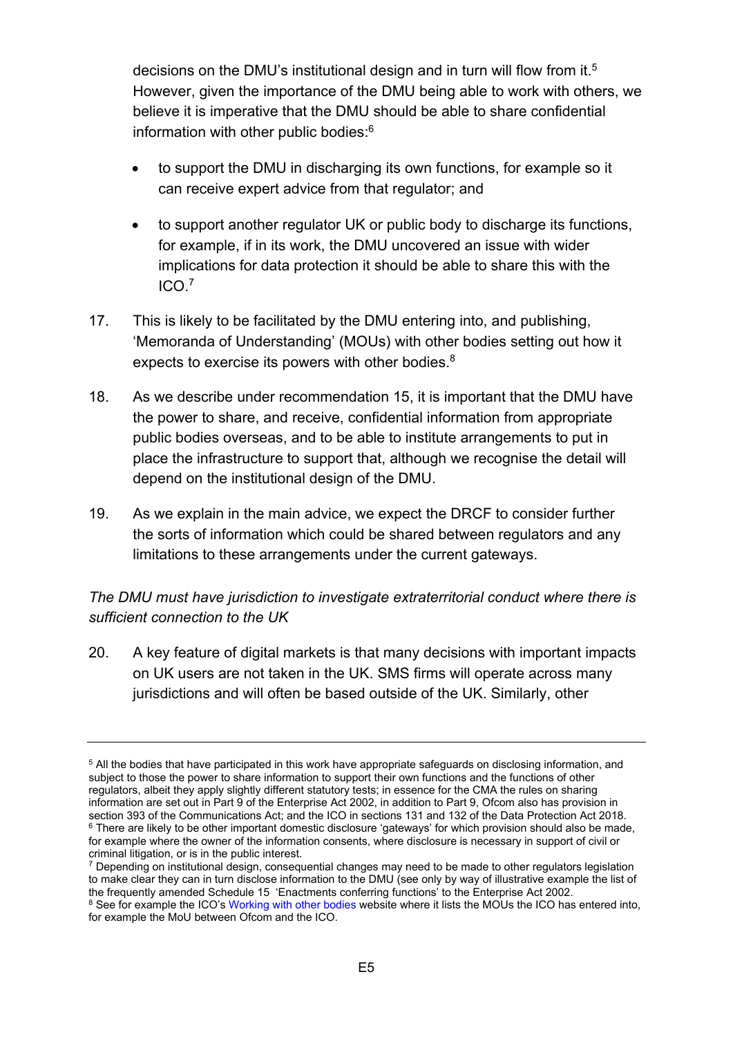decisions on the DMU's institutional design and in turn will flow from it.[5] However, given the importance of the DMU being able to work with others, we believe it is imperative that the DMU should be able to share confidential information with other public bodies:[6]

- to support the DMU in discharging its own functions, for example so it can receive expert advice from that regulator; and
- to support another regulator UK or public body to discharge its functions, for example, if in its work, the DMU uncovered an issue with wider implications for data protection it should be able to share this with the ICO.[7]

17. This is likely to be facilitated by the DMU entering into, and publishing, 'Memoranda of Understanding' (MOUs) with other bodies setting out how it expects to exercise its powers with other bodies.[8]

18. As we describe under recommendation 15, it is important that the DMU have the power to share, and receive, confidential information from appropriate public bodies overseas, and to be able to institute arrangements to put in place the infrastructure to support that, although we recognise the detail will depend on the institutional design of the DMU.

19. As we explain in the main advice, we expect the DRCF to consider further the sorts of information which could be shared between regulators and any limitations to these arrangements under the current gateways.

*The DMU must have jurisdiction to investigate extraterritorial conduct where there is sufficient connection to the UK*

20. A key feature of digital markets is that many decisions with important impacts on UK users are not taken in the UK. SMS firms will operate across many jurisdictions and will often be based outside of the UK. Similarly, other

---

[5] All the bodies that have participated in this work have appropriate safeguards on disclosing information, and subject to those the power to share information to support their own functions and the functions of other regulators, albeit they apply slightly different statutory tests; in essence for the CMA the rules on sharing information are set out in Part 9 of the Enterprise Act 2002, in addition to Part 9, Ofcom also has provision in section 393 of the Communications Act; and the ICO in sections 131 and 132 of the Data Protection Act 2018.

[6] There are likely to be other important domestic disclosure 'gateways' for which provision should also be made, for example where the owner of the information consents, where disclosure is necessary in support of civil or criminal litigation, or is in the public interest.

[7] Depending on institutional design, consequential changes may need to be made to other regulators legislation to make clear they can in turn disclose information to the DMU (see only by way of illustrative example the list of the frequently amended Schedule 15 'Enactments conferring functions' to the Enterprise Act 2002.

[8] See for example the ICO's Working with other bodies website where it lists the MOUs the ICO has entered into, for example the MoU between Ofcom and the ICO.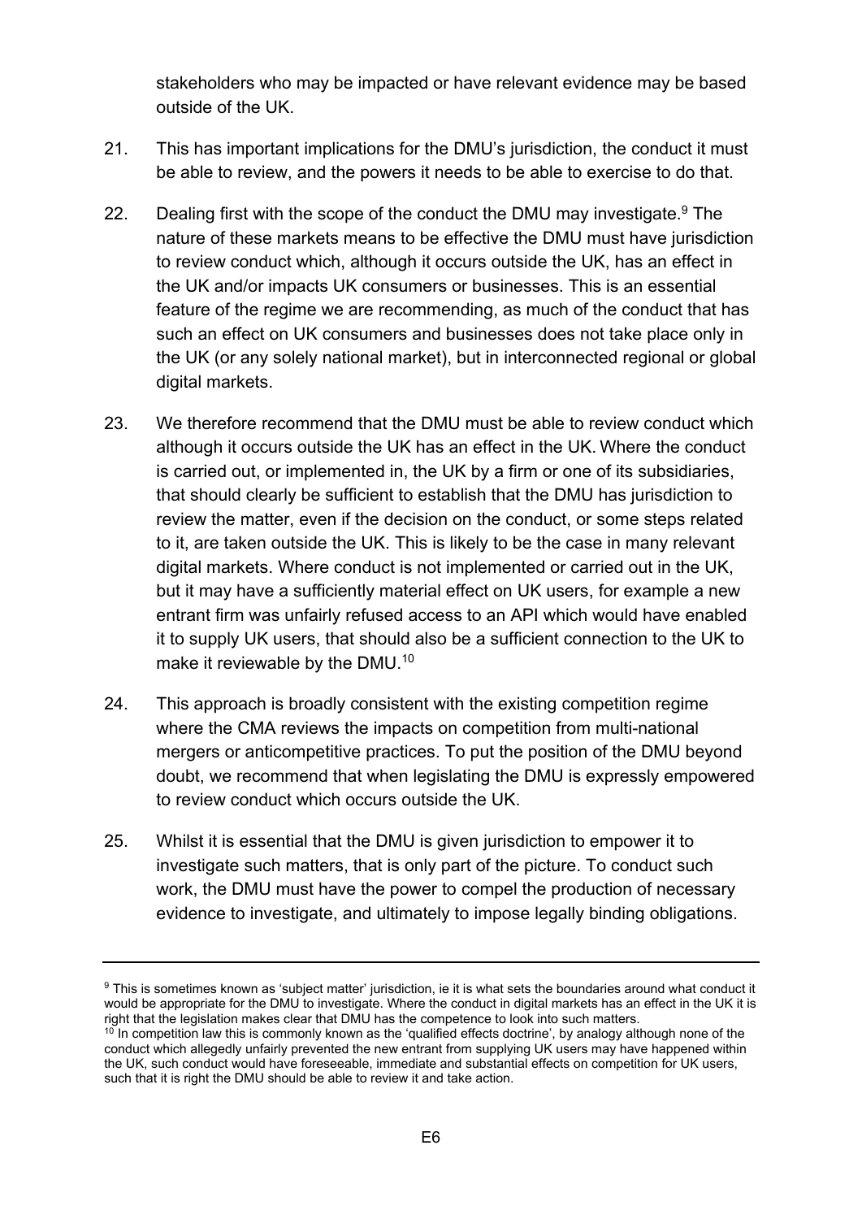stakeholders who may be impacted or have relevant evidence may be based outside of the UK.

21. This has important implications for the DMU's jurisdiction, the conduct it must be able to review, and the powers it needs to be able to exercise to do that.

22. Dealing first with the scope of the conduct the DMU may investigate.[9] The nature of these markets means to be effective the DMU must have jurisdiction to review conduct which, although it occurs outside the UK, has an effect in the UK and/or impacts UK consumers or businesses. This is an essential feature of the regime we are recommending, as much of the conduct that has such an effect on UK consumers and businesses does not take place only in the UK (or any solely national market), but in interconnected regional or global digital markets.

23. We therefore recommend that the DMU must be able to review conduct which although it occurs outside the UK has an effect in the UK. Where the conduct is carried out, or implemented in, the UK by a firm or one of its subsidiaries, that should clearly be sufficient to establish that the DMU has jurisdiction to review the matter, even if the decision on the conduct, or some steps related to it, are taken outside the UK. This is likely to be the case in many relevant digital markets. Where conduct is not implemented or carried out in the UK, but it may have a sufficiently material effect on UK users, for example a new entrant firm was unfairly refused access to an API which would have enabled it to supply UK users, that should also be a sufficient connection to the UK to make it reviewable by the DMU.[10]

24. This approach is broadly consistent with the existing competition regime where the CMA reviews the impacts on competition from multi-national mergers or anticompetitive practices. To put the position of the DMU beyond doubt, we recommend that when legislating the DMU is expressly empowered to review conduct which occurs outside the UK.

25. Whilst it is essential that the DMU is given jurisdiction to empower it to investigate such matters, that is only part of the picture. To conduct such work, the DMU must have the power to compel the production of necessary evidence to investigate, and ultimately to impose legally binding obligations.

---

[9] This is sometimes known as 'subject matter' jurisdiction, ie it is what sets the boundaries around what conduct it would be appropriate for the DMU to investigate. Where the conduct in digital markets has an effect in the UK it is right that the legislation makes clear that DMU has the competence to look into such matters.

[10] In competition law this is commonly known as the 'qualified effects doctrine', by analogy although none of the conduct which allegedly unfairly prevented the new entrant from supplying UK users may have happened within the UK, such conduct would have foreseeable, immediate and substantial effects on competition for UK users, such that it is right the DMU should be able to review it and take action.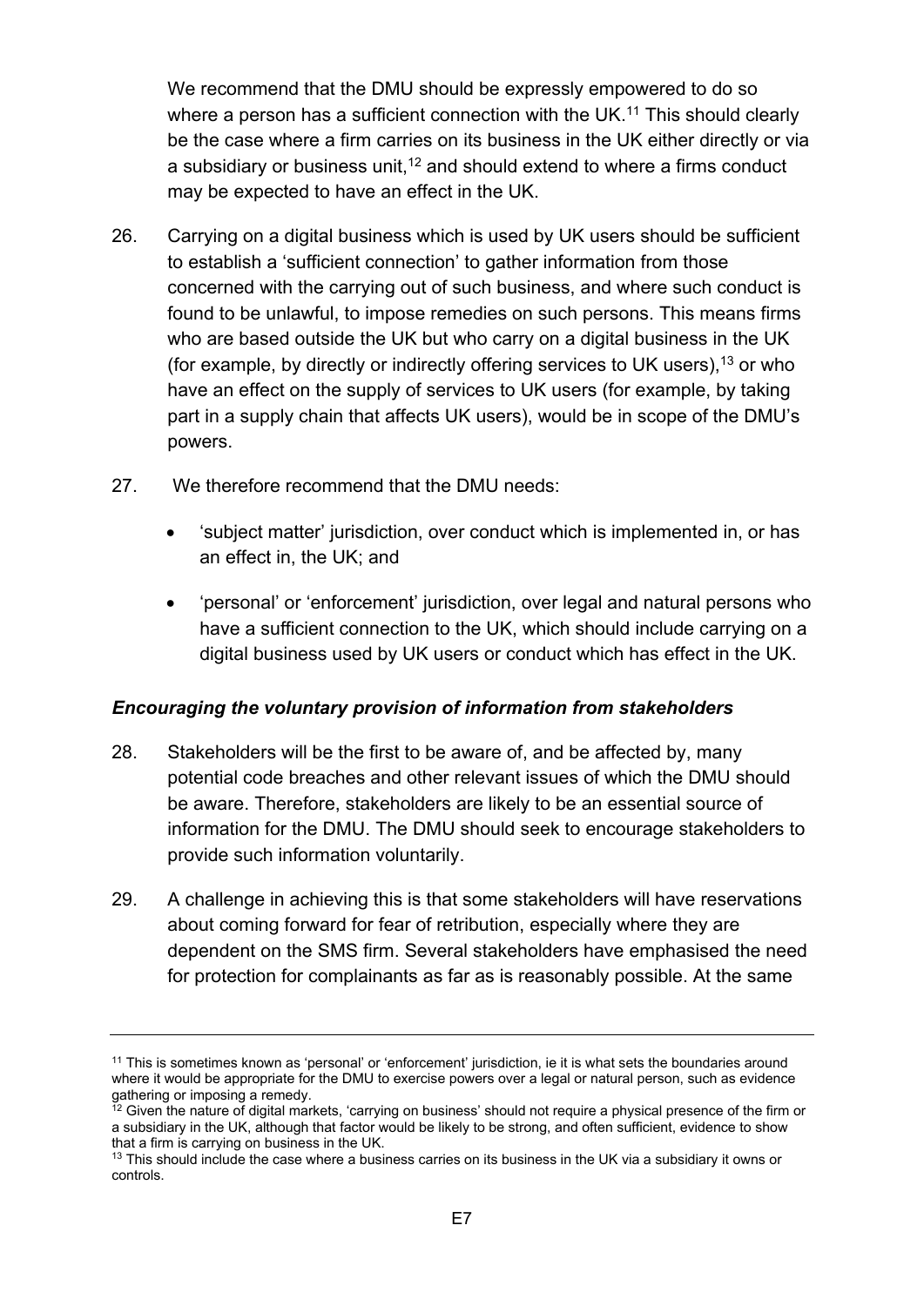We recommend that the DMU should be expressly empowered to do so where a person has a sufficient connection with the UK.[11] This should clearly be the case where a firm carries on its business in the UK either directly or via a subsidiary or business unit,[12] and should extend to where a firms conduct may be expected to have an effect in the UK.

26. Carrying on a digital business which is used by UK users should be sufficient to establish a 'sufficient connection' to gather information from those concerned with the carrying out of such business, and where such conduct is found to be unlawful, to impose remedies on such persons. This means firms who are based outside the UK but who carry on a digital business in the UK (for example, by directly or indirectly offering services to UK users),[13] or who have an effect on the supply of services to UK users (for example, by taking part in a supply chain that affects UK users), would be in scope of the DMU's powers.

27. We therefore recommend that the DMU needs:

- 'subject matter' jurisdiction, over conduct which is implemented in, or has an effect in, the UK; and
- 'personal' or 'enforcement' jurisdiction, over legal and natural persons who have a sufficient connection to the UK, which should include carrying on a digital business used by UK users or conduct which has effect in the UK.

### *Encouraging the voluntary provision of information from stakeholders*

28. Stakeholders will be the first to be aware of, and be affected by, many potential code breaches and other relevant issues of which the DMU should be aware. Therefore, stakeholders are likely to be an essential source of information for the DMU. The DMU should seek to encourage stakeholders to provide such information voluntarily.

29. A challenge in achieving this is that some stakeholders will have reservations about coming forward for fear of retribution, especially where they are dependent on the SMS firm. Several stakeholders have emphasised the need for protection for complainants as far as is reasonably possible. At the same

---

[11] This is sometimes known as 'personal' or 'enforcement' jurisdiction, ie it is what sets the boundaries around where it would be appropriate for the DMU to exercise powers over a legal or natural person, such as evidence gathering or imposing a remedy.

[12] Given the nature of digital markets, 'carrying on business' should not require a physical presence of the firm or a subsidiary in the UK, although that factor would be likely to be strong, and often sufficient, evidence to show that a firm is carrying on business in the UK.

[13] This should include the case where a business carries on its business in the UK via a subsidiary it owns or controls.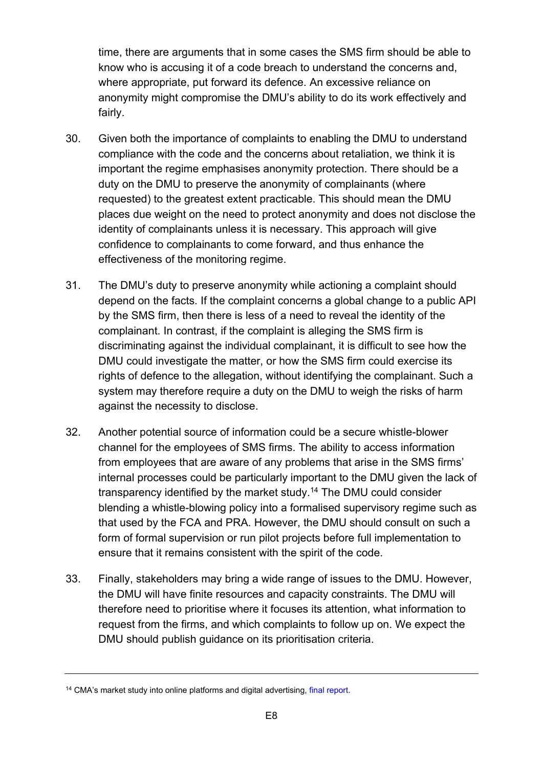time, there are arguments that in some cases the SMS firm should be able to know who is accusing it of a code breach to understand the concerns and, where appropriate, put forward its defence. An excessive reliance on anonymity might compromise the DMU's ability to do its work effectively and fairly.

30. Given both the importance of complaints to enabling the DMU to understand compliance with the code and the concerns about retaliation, we think it is important the regime emphasises anonymity protection. There should be a duty on the DMU to preserve the anonymity of complainants (where requested) to the greatest extent practicable. This should mean the DMU places due weight on the need to protect anonymity and does not disclose the identity of complainants unless it is necessary. This approach will give confidence to complainants to come forward, and thus enhance the effectiveness of the monitoring regime.

31. The DMU's duty to preserve anonymity while actioning a complaint should depend on the facts. If the complaint concerns a global change to a public API by the SMS firm, then there is less of a need to reveal the identity of the complainant. In contrast, if the complaint is alleging the SMS firm is discriminating against the individual complainant, it is difficult to see how the DMU could investigate the matter, or how the SMS firm could exercise its rights of defence to the allegation, without identifying the complainant. Such a system may therefore require a duty on the DMU to weigh the risks of harm against the necessity to disclose.

32. Another potential source of information could be a secure whistle-blower channel for the employees of SMS firms. The ability to access information from employees that are aware of any problems that arise in the SMS firms' internal processes could be particularly important to the DMU given the lack of transparency identified by the market study.[14] The DMU could consider blending a whistle-blowing policy into a formalised supervisory regime such as that used by the FCA and PRA. However, the DMU should consult on such a form of formal supervision or run pilot projects before full implementation to ensure that it remains consistent with the spirit of the code.

33. Finally, stakeholders may bring a wide range of issues to the DMU. However, the DMU will have finite resources and capacity constraints. The DMU will therefore need to prioritise where it focuses its attention, what information to request from the firms, and which complaints to follow up on. We expect the DMU should publish guidance on its prioritisation criteria.

---

[14] CMA's market study into online platforms and digital advertising, final report.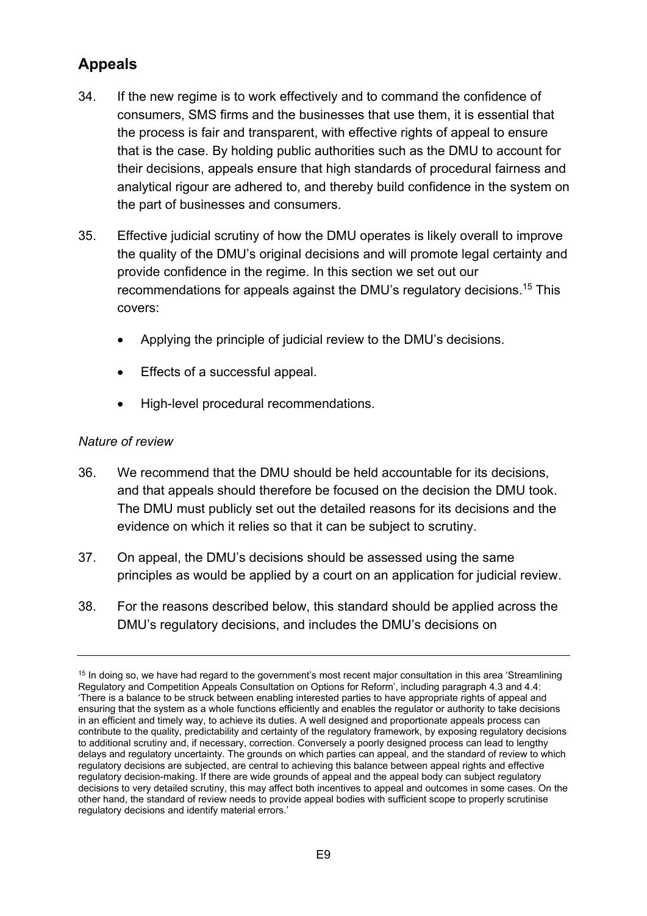## Appeals

34. If the new regime is to work effectively and to command the confidence of consumers, SMS firms and the businesses that use them, it is essential that the process is fair and transparent, with effective rights of appeal to ensure that is the case. By holding public authorities such as the DMU to account for their decisions, appeals ensure that high standards of procedural fairness and analytical rigour are adhered to, and thereby build confidence in the system on the part of businesses and consumers.

35. Effective judicial scrutiny of how the DMU operates is likely overall to improve the quality of the DMU's original decisions and will promote legal certainty and provide confidence in the regime. In this section we set out our recommendations for appeals against the DMU's regulatory decisions.[15] This covers:

- Applying the principle of judicial review to the DMU's decisions.
- Effects of a successful appeal.
- High-level procedural recommendations.

*Nature of review*

36. We recommend that the DMU should be held accountable for its decisions, and that appeals should therefore be focused on the decision the DMU took. The DMU must publicly set out the detailed reasons for its decisions and the evidence on which it relies so that it can be subject to scrutiny.

37. On appeal, the DMU's decisions should be assessed using the same principles as would be applied by a court on an application for judicial review.

38. For the reasons described below, this standard should be applied across the DMU's regulatory decisions, and includes the DMU's decisions on

---

[15] In doing so, we have had regard to the government's most recent major consultation in this area 'Streamlining Regulatory and Competition Appeals Consultation on Options for Reform', including paragraph 4.3 and 4.4: 'There is a balance to be struck between enabling interested parties to have appropriate rights of appeal and ensuring that the system as a whole functions efficiently and enables the regulator or authority to take decisions in an efficient and timely way, to achieve its duties. A well designed and proportionate appeals process can contribute to the quality, predictability and certainty of the regulatory framework, by exposing regulatory decisions to additional scrutiny and, if necessary, correction. Conversely a poorly designed process can lead to lengthy delays and regulatory uncertainty. The grounds on which parties can appeal, and the standard of review to which regulatory decisions are subjected, are central to achieving this balance between appeal rights and effective regulatory decision-making. If there are wide grounds of appeal and the appeal body can subject regulatory decisions to very detailed scrutiny, this may affect both incentives to appeal and outcomes in some cases. On the other hand, the standard of review needs to provide appeal bodies with sufficient scope to properly scrutinise regulatory decisions and identify material errors.'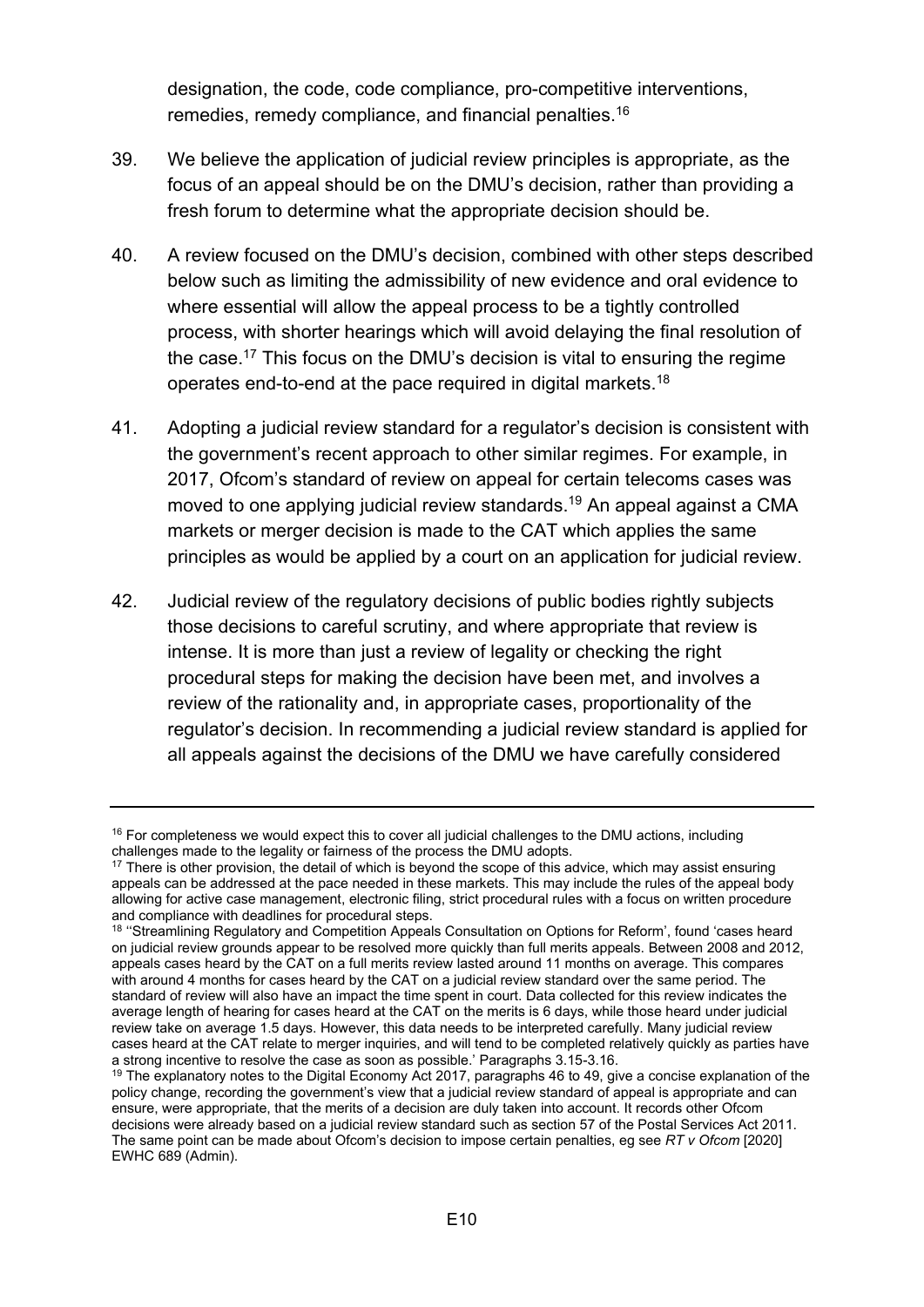designation, the code, code compliance, pro-competitive interventions, remedies, remedy compliance, and financial penalties.[16]

39. We believe the application of judicial review principles is appropriate, as the focus of an appeal should be on the DMU's decision, rather than providing a fresh forum to determine what the appropriate decision should be.

40. A review focused on the DMU's decision, combined with other steps described below such as limiting the admissibility of new evidence and oral evidence to where essential will allow the appeal process to be a tightly controlled process, with shorter hearings which will avoid delaying the final resolution of the case.[17] This focus on the DMU's decision is vital to ensuring the regime operates end-to-end at the pace required in digital markets.[18]

41. Adopting a judicial review standard for a regulator's decision is consistent with the government's recent approach to other similar regimes. For example, in 2017, Ofcom's standard of review on appeal for certain telecoms cases was moved to one applying judicial review standards.[19] An appeal against a CMA markets or merger decision is made to the CAT which applies the same principles as would be applied by a court on an application for judicial review.

42. Judicial review of the regulatory decisions of public bodies rightly subjects those decisions to careful scrutiny, and where appropriate that review is intense. It is more than just a review of legality or checking the right procedural steps for making the decision have been met, and involves a review of the rationality and, in appropriate cases, proportionality of the regulator's decision. In recommending a judicial review standard is applied for all appeals against the decisions of the DMU we have carefully considered

---

[16] For completeness we would expect this to cover all judicial challenges to the DMU actions, including challenges made to the legality or fairness of the process the DMU adopts.

[17] There is other provision, the detail of which is beyond the scope of this advice, which may assist ensuring appeals can be addressed at the pace needed in these markets. This may include the rules of the appeal body allowing for active case management, electronic filing, strict procedural rules with a focus on written procedure and compliance with deadlines for procedural steps.

[18] ''Streamlining Regulatory and Competition Appeals Consultation on Options for Reform', found 'cases heard on judicial review grounds appear to be resolved more quickly than full merits appeals. Between 2008 and 2012, appeals cases heard by the CAT on a full merits review lasted around 11 months on average. This compares with around 4 months for cases heard by the CAT on a judicial review standard over the same period. The standard of review will also have an impact the time spent in court. Data collected for this review indicates the average length of hearing for cases heard at the CAT on the merits is 6 days, while those heard under judicial review take on average 1.5 days. However, this data needs to be interpreted carefully. Many judicial review cases heard at the CAT relate to merger inquiries, and will tend to be completed relatively quickly as parties have a strong incentive to resolve the case as soon as possible.' Paragraphs 3.15-3.16.

[19] The explanatory notes to the Digital Economy Act 2017, paragraphs 46 to 49, give a concise explanation of the policy change, recording the government's view that a judicial review standard of appeal is appropriate and can ensure, were appropriate, that the merits of a decision are duly taken into account. It records other Ofcom decisions were already based on a judicial review standard such as section 57 of the Postal Services Act 2011. The same point can be made about Ofcom's decision to impose certain penalties, eg see *RT v Ofcom* [2020] EWHC 689 (Admin).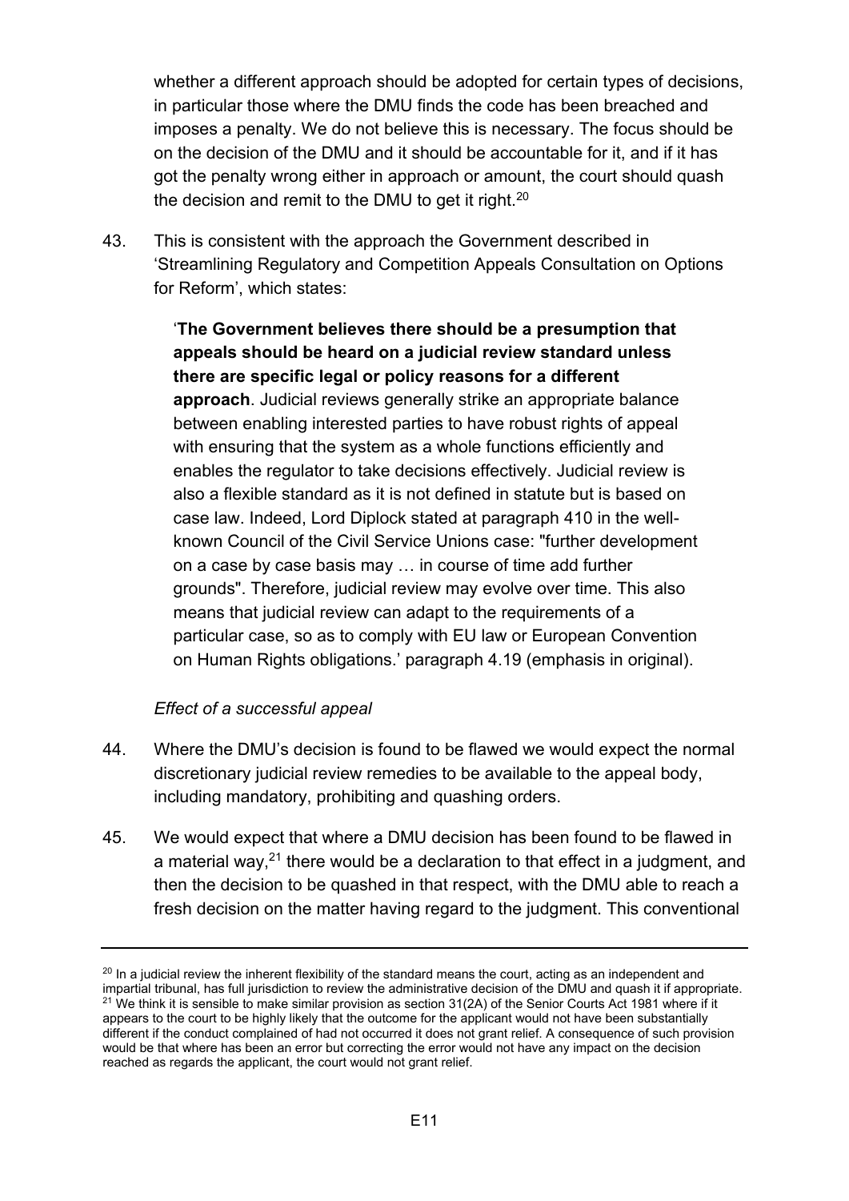whether a different approach should be adopted for certain types of decisions, in particular those where the DMU finds the code has been breached and imposes a penalty. We do not believe this is necessary. The focus should be on the decision of the DMU and it should be accountable for it, and if it has got the penalty wrong either in approach or amount, the court should quash the decision and remit to the DMU to get it right.[20]

43. This is consistent with the approach the Government described in 'Streamlining Regulatory and Competition Appeals Consultation on Options for Reform', which states:

> '**The Government believes there should be a presumption that appeals should be heard on a judicial review standard unless there are specific legal or policy reasons for a different approach**. Judicial reviews generally strike an appropriate balance between enabling interested parties to have robust rights of appeal with ensuring that the system as a whole functions efficiently and enables the regulator to take decisions effectively. Judicial review is also a flexible standard as it is not defined in statute but is based on case law. Indeed, Lord Diplock stated at paragraph 410 in the well-known Council of the Civil Service Unions case: "further development on a case by case basis may … in course of time add further grounds". Therefore, judicial review may evolve over time. This also means that judicial review can adapt to the requirements of a particular case, so as to comply with EU law or European Convention on Human Rights obligations.' paragraph 4.19 (emphasis in original).

*Effect of a successful appeal*

44. Where the DMU's decision is found to be flawed we would expect the normal discretionary judicial review remedies to be available to the appeal body, including mandatory, prohibiting and quashing orders.

45. We would expect that where a DMU decision has been found to be flawed in a material way,[21] there would be a declaration to that effect in a judgment, and then the decision to be quashed in that respect, with the DMU able to reach a fresh decision on the matter having regard to the judgment. This conventional

---

[20] In a judicial review the inherent flexibility of the standard means the court, acting as an independent and impartial tribunal, has full jurisdiction to review the administrative decision of the DMU and quash it if appropriate.

[21] We think it is sensible to make similar provision as section 31(2A) of the Senior Courts Act 1981 where if it appears to the court to be highly likely that the outcome for the applicant would not have been substantially different if the conduct complained of had not occurred it does not grant relief. A consequence of such provision would be that where has been an error but correcting the error would not have any impact on the decision reached as regards the applicant, the court would not grant relief.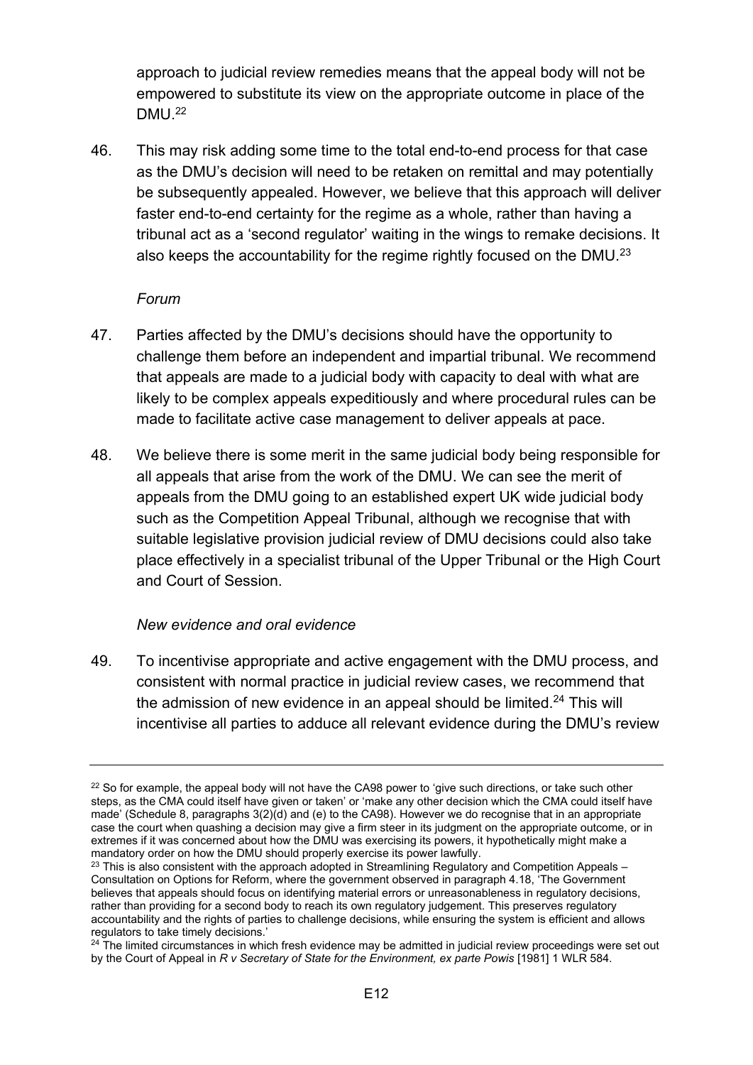approach to judicial review remedies means that the appeal body will not be empowered to substitute its view on the appropriate outcome in place of the DMU.[22]

46. This may risk adding some time to the total end-to-end process for that case as the DMU's decision will need to be retaken on remittal and may potentially be subsequently appealed. However, we believe that this approach will deliver faster end-to-end certainty for the regime as a whole, rather than having a tribunal act as a 'second regulator' waiting in the wings to remake decisions. It also keeps the accountability for the regime rightly focused on the DMU.[23]

*Forum*

47. Parties affected by the DMU's decisions should have the opportunity to challenge them before an independent and impartial tribunal. We recommend that appeals are made to a judicial body with capacity to deal with what are likely to be complex appeals expeditiously and where procedural rules can be made to facilitate active case management to deliver appeals at pace.

48. We believe there is some merit in the same judicial body being responsible for all appeals that arise from the work of the DMU. We can see the merit of appeals from the DMU going to an established expert UK wide judicial body such as the Competition Appeal Tribunal, although we recognise that with suitable legislative provision judicial review of DMU decisions could also take place effectively in a specialist tribunal of the Upper Tribunal or the High Court and Court of Session.

*New evidence and oral evidence*

49. To incentivise appropriate and active engagement with the DMU process, and consistent with normal practice in judicial review cases, we recommend that the admission of new evidence in an appeal should be limited.[24] This will incentivise all parties to adduce all relevant evidence during the DMU's review

---

[22] So for example, the appeal body will not have the CA98 power to 'give such directions, or take such other steps, as the CMA could itself have given or taken' or 'make any other decision which the CMA could itself have made' (Schedule 8, paragraphs 3(2)(d) and (e) to the CA98). However we do recognise that in an appropriate case the court when quashing a decision may give a firm steer in its judgment on the appropriate outcome, or in extremes if it was concerned about how the DMU was exercising its powers, it hypothetically might make a mandatory order on how the DMU should properly exercise its power lawfully.

[23] This is also consistent with the approach adopted in Streamlining Regulatory and Competition Appeals – Consultation on Options for Reform, where the government observed in paragraph 4.18, 'The Government believes that appeals should focus on identifying material errors or unreasonableness in regulatory decisions, rather than providing for a second body to reach its own regulatory judgement. This preserves regulatory accountability and the rights of parties to challenge decisions, while ensuring the system is efficient and allows regulators to take timely decisions.'

[24] The limited circumstances in which fresh evidence may be admitted in judicial review proceedings were set out by the Court of Appeal in *R v Secretary of State for the Environment, ex parte Powis* [1981] 1 WLR 584.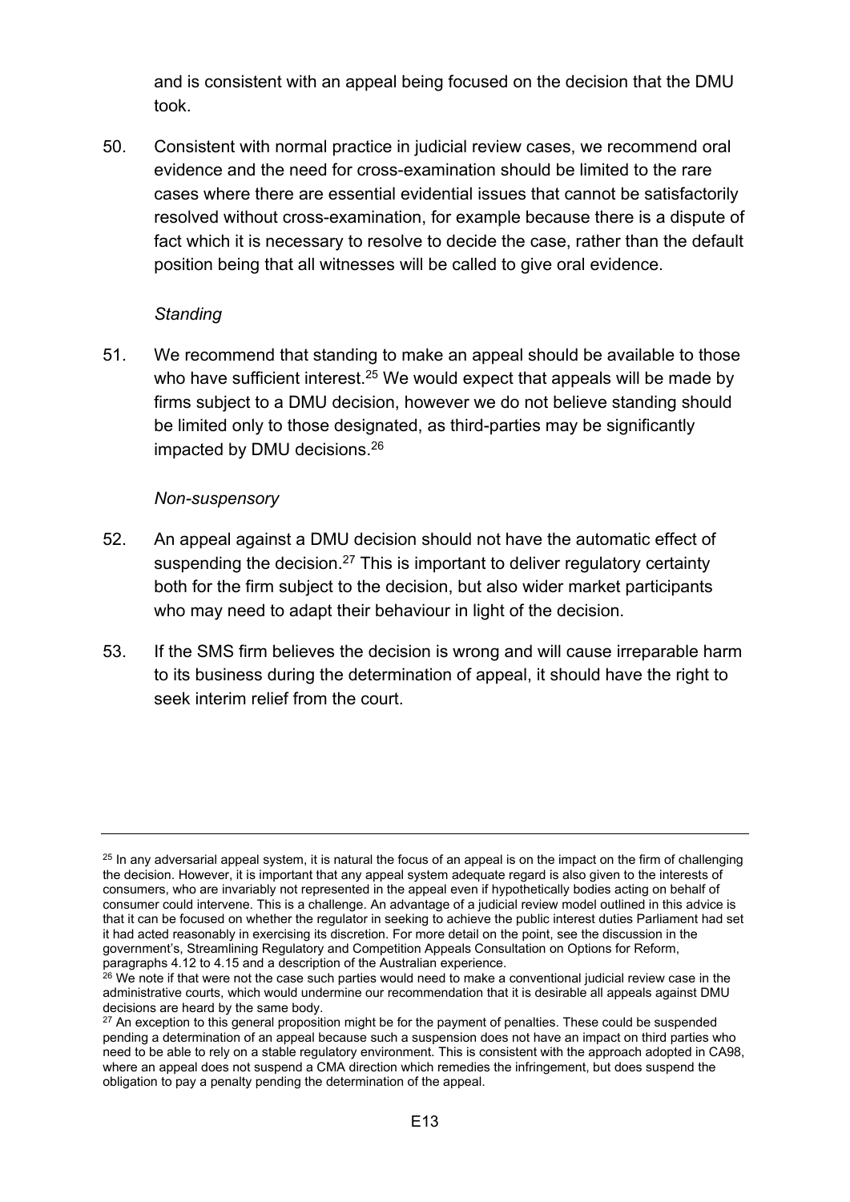and is consistent with an appeal being focused on the decision that the DMU took.

50. Consistent with normal practice in judicial review cases, we recommend oral evidence and the need for cross-examination should be limited to the rare cases where there are essential evidential issues that cannot be satisfactorily resolved without cross-examination, for example because there is a dispute of fact which it is necessary to resolve to decide the case, rather than the default position being that all witnesses will be called to give oral evidence.

*Standing*

51. We recommend that standing to make an appeal should be available to those who have sufficient interest.[25] We would expect that appeals will be made by firms subject to a DMU decision, however we do not believe standing should be limited only to those designated, as third-parties may be significantly impacted by DMU decisions.[26]

*Non-suspensory*

52. An appeal against a DMU decision should not have the automatic effect of suspending the decision.[27] This is important to deliver regulatory certainty both for the firm subject to the decision, but also wider market participants who may need to adapt their behaviour in light of the decision.

53. If the SMS firm believes the decision is wrong and will cause irreparable harm to its business during the determination of appeal, it should have the right to seek interim relief from the court.

---

[25] In any adversarial appeal system, it is natural the focus of an appeal is on the impact on the firm of challenging the decision. However, it is important that any appeal system adequate regard is also given to the interests of consumers, who are invariably not represented in the appeal even if hypothetically bodies acting on behalf of consumer could intervene. This is a challenge. An advantage of a judicial review model outlined in this advice is that it can be focused on whether the regulator in seeking to achieve the public interest duties Parliament had set it had acted reasonably in exercising its discretion. For more detail on the point, see the discussion in the government's, Streamlining Regulatory and Competition Appeals Consultation on Options for Reform, paragraphs 4.12 to 4.15 and a description of the Australian experience.

[26] We note if that were not the case such parties would need to make a conventional judicial review case in the administrative courts, which would undermine our recommendation that it is desirable all appeals against DMU decisions are heard by the same body.

[27] An exception to this general proposition might be for the payment of penalties. These could be suspended pending a determination of an appeal because such a suspension does not have an impact on third parties who need to be able to rely on a stable regulatory environment. This is consistent with the approach adopted in CA98, where an appeal does not suspend a CMA direction which remedies the infringement, but does suspend the obligation to pay a penalty pending the determination of the appeal.